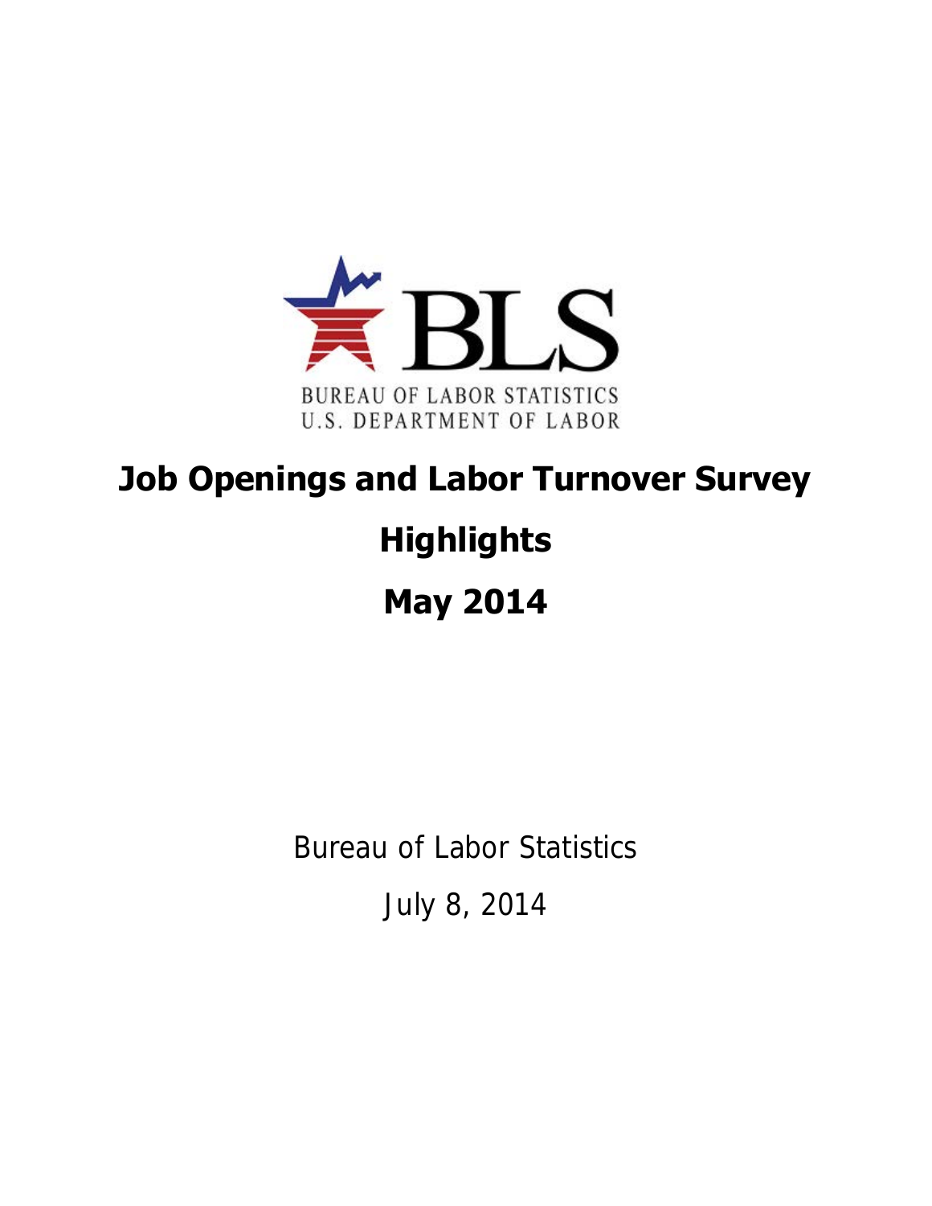BLS

BUREAU OF LABOR STATISTICS
U.S. DEPARTMENT OF LABOR

# Job Openings and Labor Turnover Survey

# Highlights

# May 2014

Bureau of Labor Statistics

July 8, 2014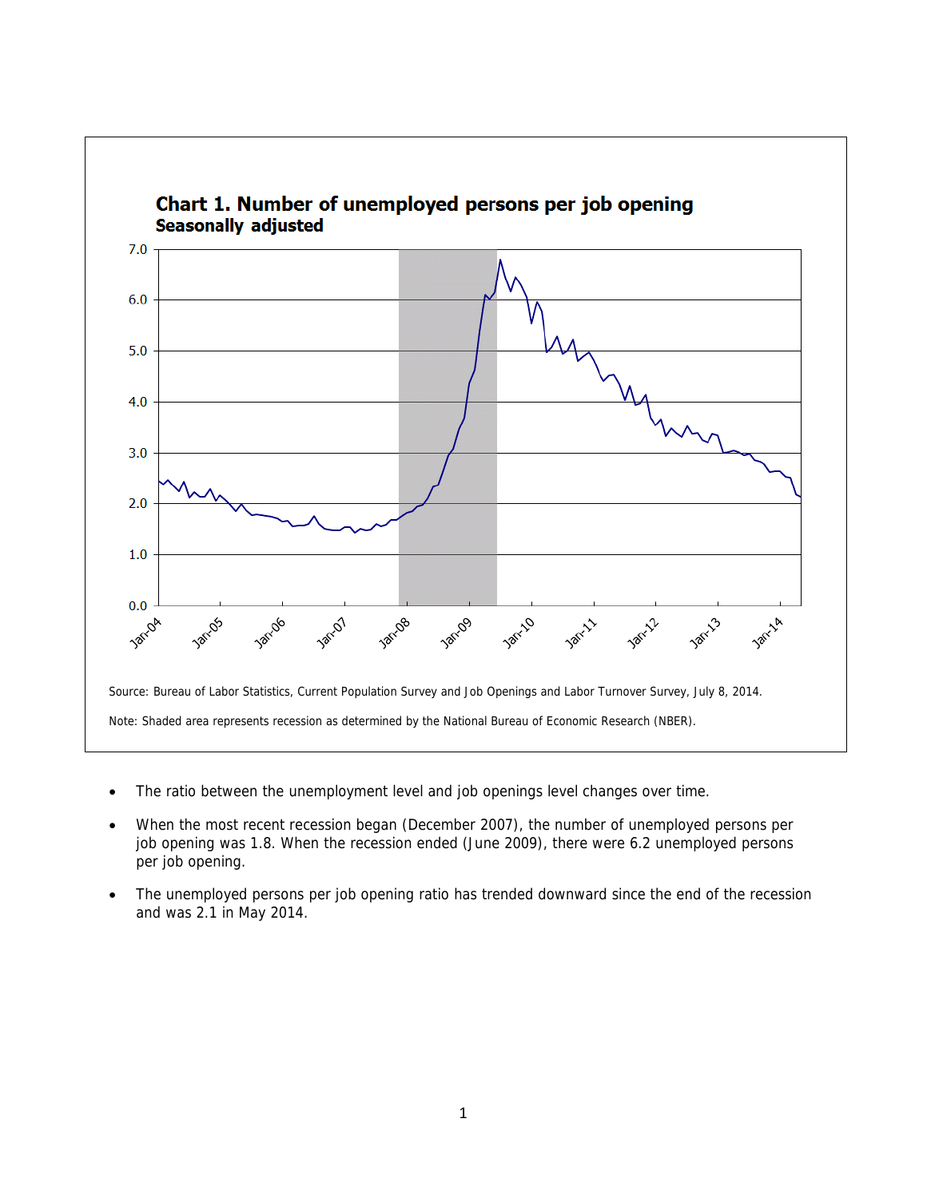**Chart 1. Number of unemployed persons per job opening**
**Seasonally adjusted**

Source: Bureau of Labor Statistics, Current Population Survey and Job Openings and Labor Turnover Survey, July 8, 2014.

Note: Shaded area represents recession as determined by the National Bureau of Economic Research (NBER).

- The ratio between the unemployment level and job openings level changes over time.
- When the most recent recession began (December 2007), the number of unemployed persons per job opening was 1.8. When the recession ended (June 2009), there were 6.2 unemployed persons per job opening.
- The unemployed persons per job opening ratio has trended downward since the end of the recession and was 2.1 in May 2014.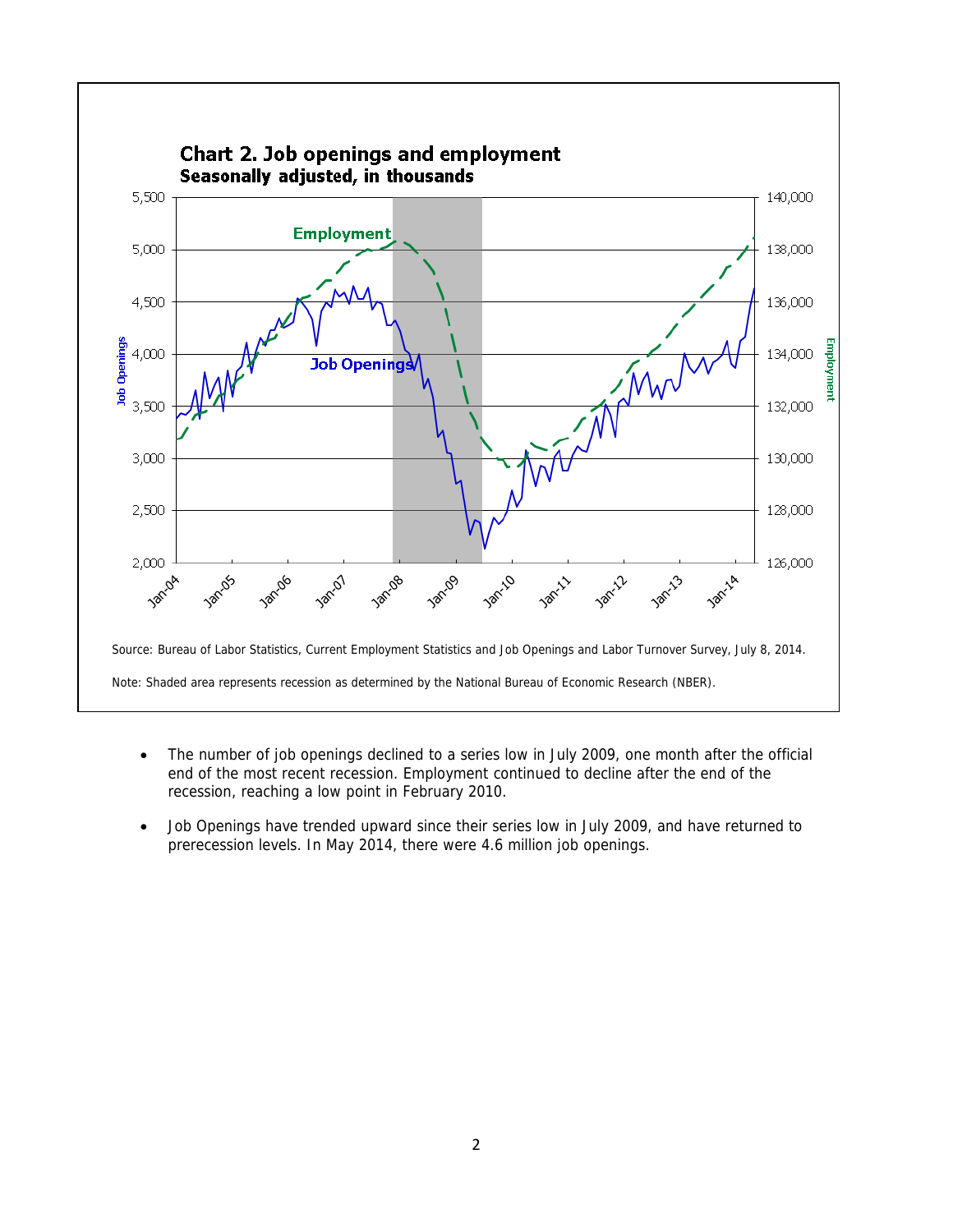**Chart 2. Job openings and employment**
**Seasonally adjusted, in thousands**

Source: Bureau of Labor Statistics, Current Employment Statistics and Job Openings and Labor Turnover Survey, July 8, 2014.

Note: Shaded area represents recession as determined by the National Bureau of Economic Research (NBER).

- The number of job openings declined to a series low in July 2009, one month after the official end of the most recent recession. Employment continued to decline after the end of the recession, reaching a low point in February 2010.
- Job Openings have trended upward since their series low in July 2009, and have returned to prerecession levels. In May 2014, there were 4.6 million job openings.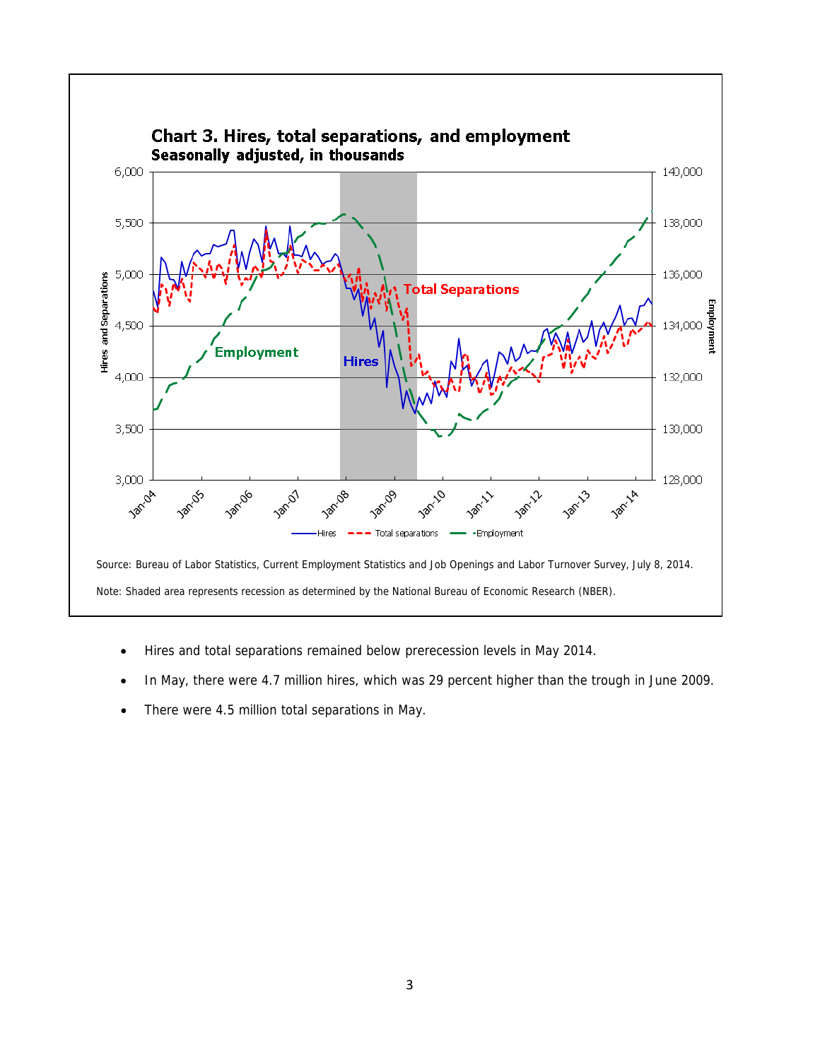## Chart 3. Hires, total separations, and employment

**Seasonally adjusted, in thousands**

Source: Bureau of Labor Statistics, Current Employment Statistics and Job Openings and Labor Turnover Survey, July 8, 2014.

Note: Shaded area represents recession as determined by the National Bureau of Economic Research (NBER).

- Hires and total separations remained below prerecession levels in May 2014.
- In May, there were 4.7 million hires, which was 29 percent higher than the trough in June 2009.
- There were 4.5 million total separations in May.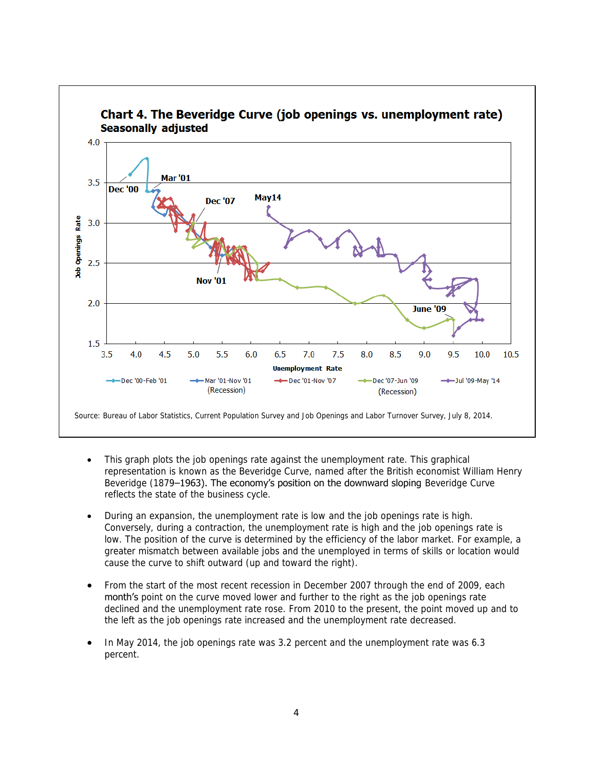**Chart 4. The Beveridge Curve (job openings vs. unemployment rate)**
**Seasonally adjusted**

Source: Bureau of Labor Statistics, Current Population Survey and Job Openings and Labor Turnover Survey, July 8, 2014.

- This graph plots the job openings rate against the unemployment rate. This graphical representation is known as the Beveridge Curve, named after the British economist William Henry Beveridge (1879–1963). The economy's position on the downward sloping Beveridge Curve reflects the state of the business cycle.

- During an expansion, the unemployment rate is low and the job openings rate is high. Conversely, during a contraction, the unemployment rate is high and the job openings rate is low. The position of the curve is determined by the efficiency of the labor market. For example, a greater mismatch between available jobs and the unemployed in terms of skills or location would cause the curve to shift outward (up and toward the right).

- From the start of the most recent recession in December 2007 through the end of 2009, each month's point on the curve moved lower and further to the right as the job openings rate declined and the unemployment rate rose. From 2010 to the present, the point moved up and to the left as the job openings rate increased and the unemployment rate decreased.

- In May 2014, the job openings rate was 3.2 percent and the unemployment rate was 6.3 percent.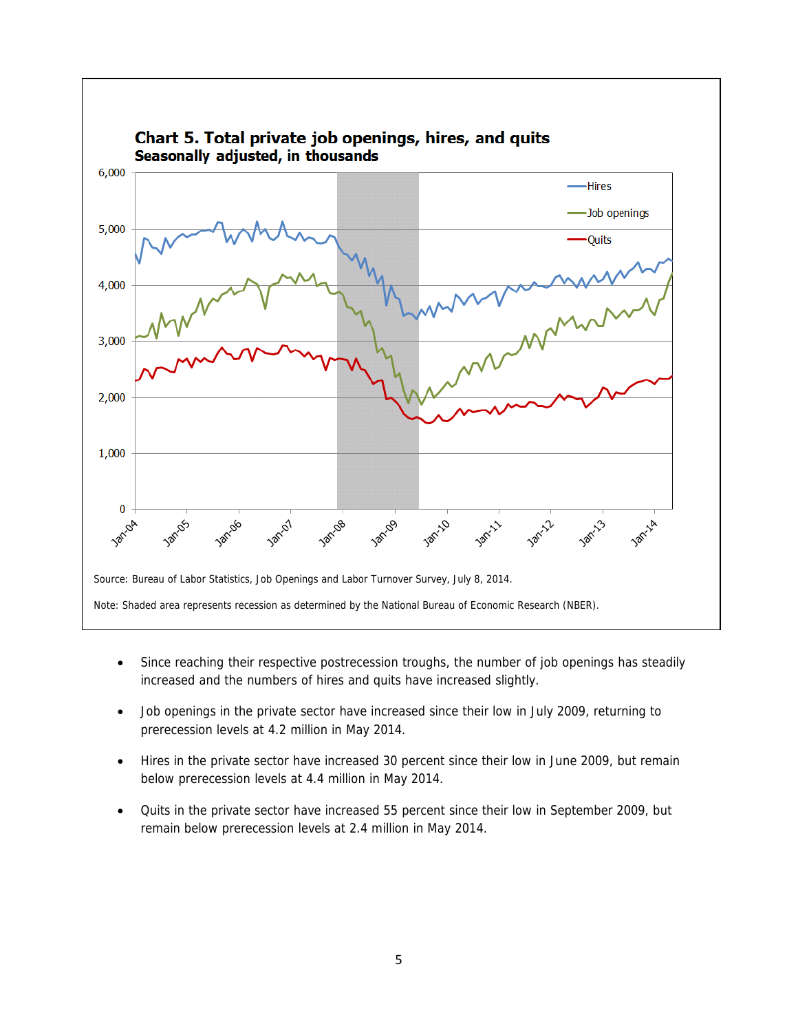**Chart 5. Total private job openings, hires, and quits**
**Seasonally adjusted, in thousands**

Source: Bureau of Labor Statistics, Job Openings and Labor Turnover Survey, July 8, 2014.

Note: Shaded area represents recession as determined by the National Bureau of Economic Research (NBER).

- Since reaching their respective postrecession troughs, the number of job openings has steadily increased and the numbers of hires and quits have increased slightly.
- Job openings in the private sector have increased since their low in July 2009, returning to prerecession levels at 4.2 million in May 2014.
- Hires in the private sector have increased 30 percent since their low in June 2009, but remain below prerecession levels at 4.4 million in May 2014.
- Quits in the private sector have increased 55 percent since their low in September 2009, but remain below prerecession levels at 2.4 million in May 2014.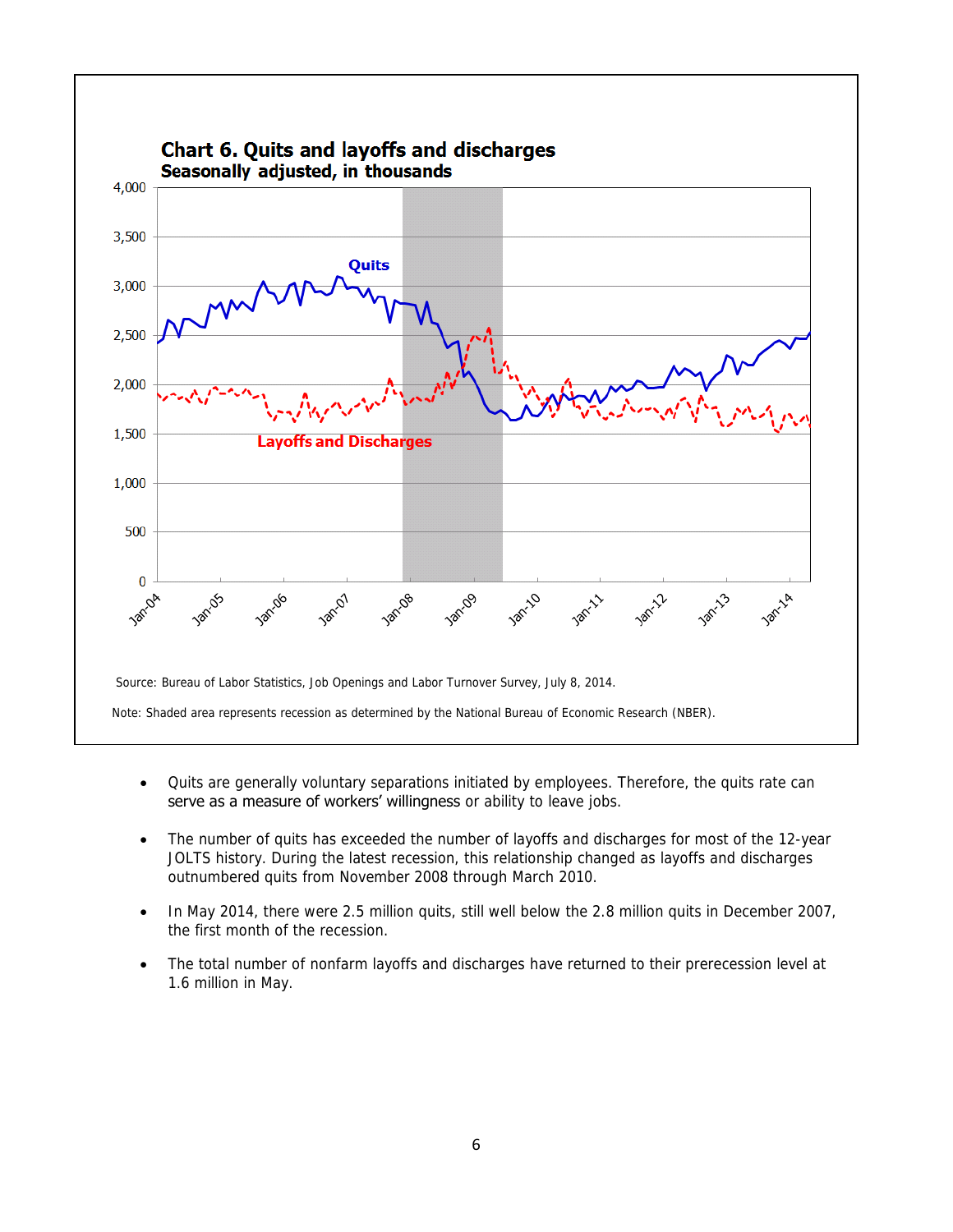**Chart 6. Quits and layoffs and discharges**
**Seasonally adjusted, in thousands**

Source: Bureau of Labor Statistics, Job Openings and Labor Turnover Survey, July 8, 2014.

Note: Shaded area represents recession as determined by the National Bureau of Economic Research (NBER).

- Quits are generally voluntary separations initiated by employees. Therefore, the quits rate can serve as a measure of workers' willingness or ability to leave jobs.
- The number of quits has exceeded the number of layoffs and discharges for most of the 12-year JOLTS history. During the latest recession, this relationship changed as layoffs and discharges outnumbered quits from November 2008 through March 2010.
- In May 2014, there were 2.5 million quits, still well below the 2.8 million quits in December 2007, the first month of the recession.
- The total number of nonfarm layoffs and discharges have returned to their prerecession level at 1.6 million in May.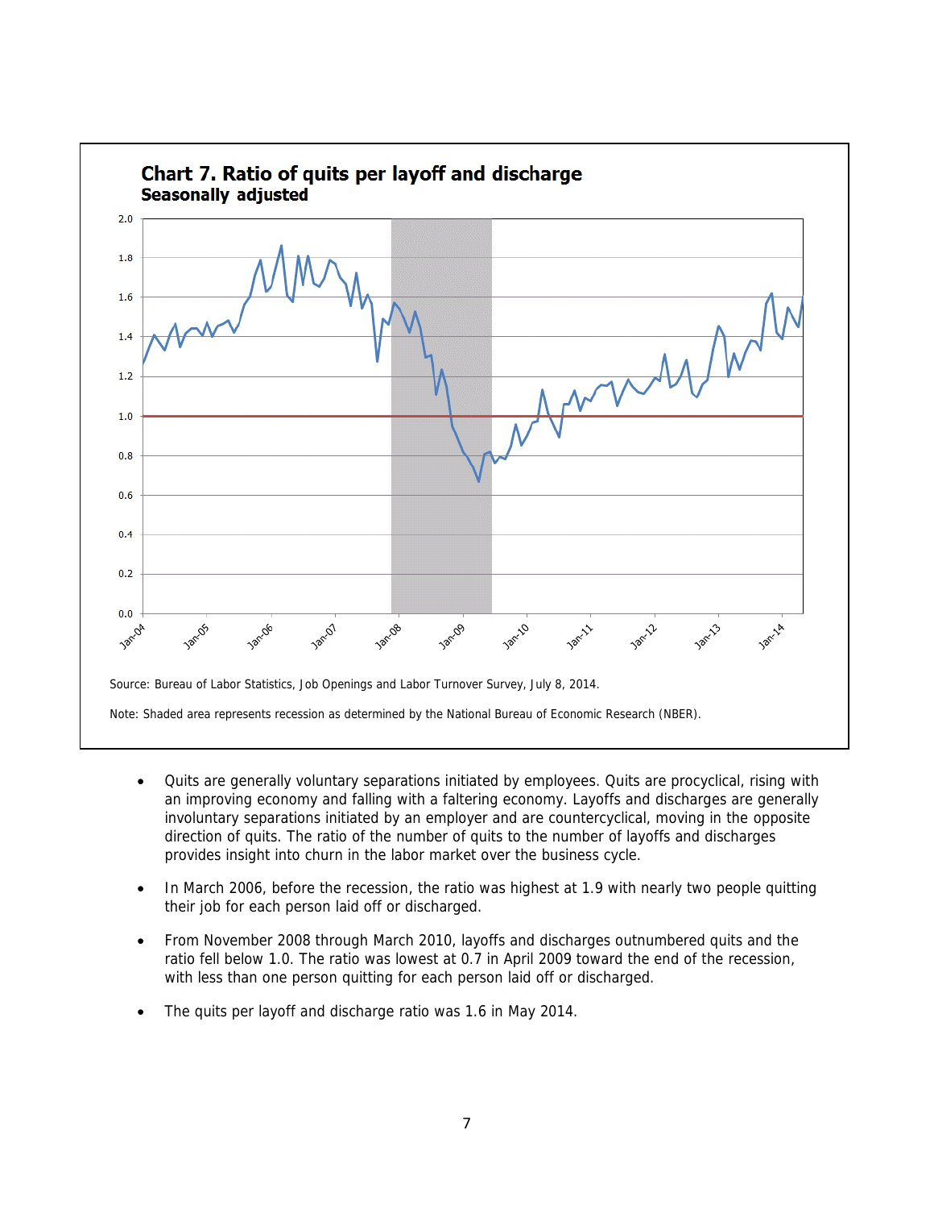**Chart 7. Ratio of quits per layoff and discharge**
**Seasonally adjusted**

Source: Bureau of Labor Statistics, Job Openings and Labor Turnover Survey, July 8, 2014.

Note: Shaded area represents recession as determined by the National Bureau of Economic Research (NBER).

- Quits are generally voluntary separations initiated by employees. Quits are procyclical, rising with an improving economy and falling with a faltering economy. Layoffs and discharges are generally involuntary separations initiated by an employer and are countercyclical, moving in the opposite direction of quits. The ratio of the number of quits to the number of layoffs and discharges provides insight into churn in the labor market over the business cycle.
- In March 2006, before the recession, the ratio was highest at 1.9 with nearly two people quitting their job for each person laid off or discharged.
- From November 2008 through March 2010, layoffs and discharges outnumbered quits and the ratio fell below 1.0. The ratio was lowest at 0.7 in April 2009 toward the end of the recession, with less than one person quitting for each person laid off or discharged.
- The quits per layoff and discharge ratio was 1.6 in May 2014.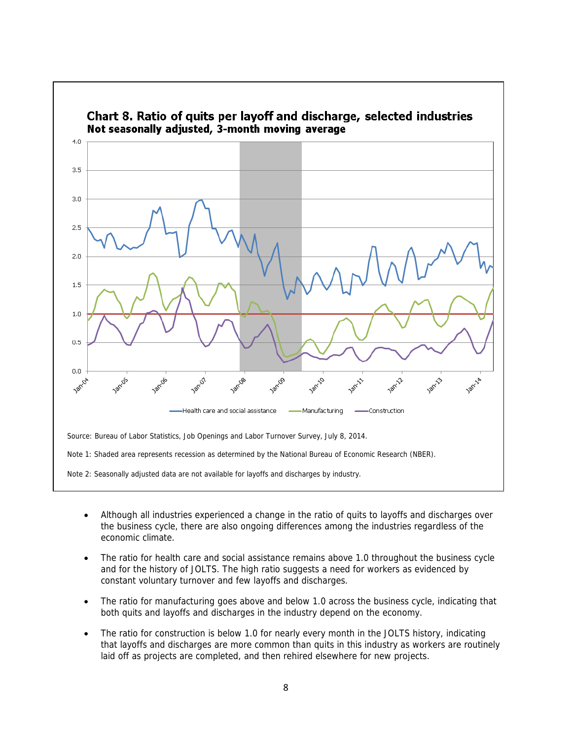**Chart 8. Ratio of quits per layoff and discharge, selected industries**
**Not seasonally adjusted, 3-month moving average**

4.0
3.5
3.0
2.5
2.0
1.5
1.0
0.5
0.0

Jan-04
Jan-05
Jan-06
Jan-07
Jan-08
Jan-09
Jan-10
Jan-11
Jan-12
Jan-13
Jan-14

Health care and social assistance
Manufacturing
Construction

Source: Bureau of Labor Statistics, Job Openings and Labor Turnover Survey, July 8, 2014.

Note 1: Shaded area represents recession as determined by the National Bureau of Economic Research (NBER).

Note 2: Seasonally adjusted data are not available for layoffs and discharges by industry.

- Although all industries experienced a change in the ratio of quits to layoffs and discharges over the business cycle, there are also ongoing differences among the industries regardless of the economic climate.
- The ratio for health care and social assistance remains above 1.0 throughout the business cycle and for the history of JOLTS. The high ratio suggests a need for workers as evidenced by constant voluntary turnover and few layoffs and discharges.
- The ratio for manufacturing goes above and below 1.0 across the business cycle, indicating that both quits and layoffs and discharges in the industry depend on the economy.
- The ratio for construction is below 1.0 for nearly every month in the JOLTS history, indicating that layoffs and discharges are more common than quits in this industry as workers are routinely laid off as projects are completed, and then rehired elsewhere for new projects.